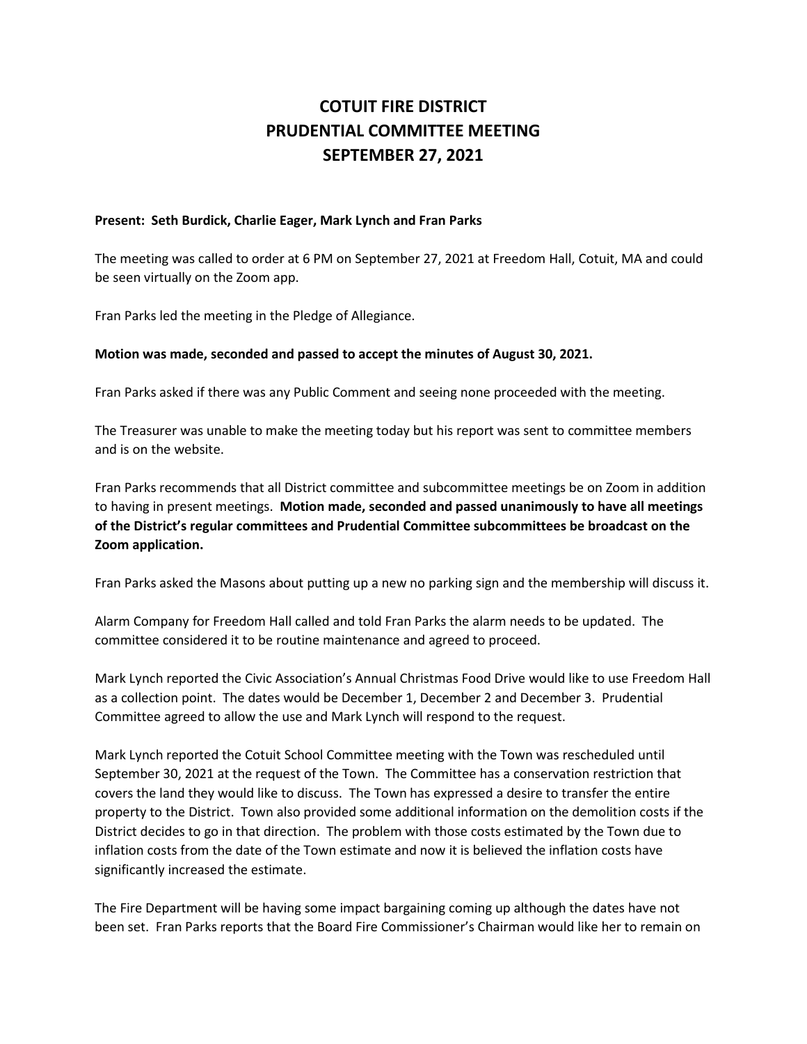# COTUIT FIRE DISTRICT
# PRUDENTIAL COMMITTEE MEETING
# SEPTEMBER 27, 2021

**Present: Seth Burdick, Charlie Eager, Mark Lynch and Fran Parks**

The meeting was called to order at 6 PM on September 27, 2021 at Freedom Hall, Cotuit, MA and could be seen virtually on the Zoom app.

Fran Parks led the meeting in the Pledge of Allegiance.

**Motion was made, seconded and passed to accept the minutes of August 30, 2021.**

Fran Parks asked if there was any Public Comment and seeing none proceeded with the meeting.

The Treasurer was unable to make the meeting today but his report was sent to committee members and is on the website.

Fran Parks recommends that all District committee and subcommittee meetings be on Zoom in addition to having in present meetings. **Motion made, seconded and passed unanimously to have all meetings of the District's regular committees and Prudential Committee subcommittees be broadcast on the Zoom application.**

Fran Parks asked the Masons about putting up a new no parking sign and the membership will discuss it.

Alarm Company for Freedom Hall called and told Fran Parks the alarm needs to be updated. The committee considered it to be routine maintenance and agreed to proceed.

Mark Lynch reported the Civic Association's Annual Christmas Food Drive would like to use Freedom Hall as a collection point. The dates would be December 1, December 2 and December 3. Prudential Committee agreed to allow the use and Mark Lynch will respond to the request.

Mark Lynch reported the Cotuit School Committee meeting with the Town was rescheduled until September 30, 2021 at the request of the Town. The Committee has a conservation restriction that covers the land they would like to discuss. The Town has expressed a desire to transfer the entire property to the District. Town also provided some additional information on the demolition costs if the District decides to go in that direction. The problem with those costs estimated by the Town due to inflation costs from the date of the Town estimate and now it is believed the inflation costs have significantly increased the estimate.

The Fire Department will be having some impact bargaining coming up although the dates have not been set. Fran Parks reports that the Board Fire Commissioner's Chairman would like her to remain on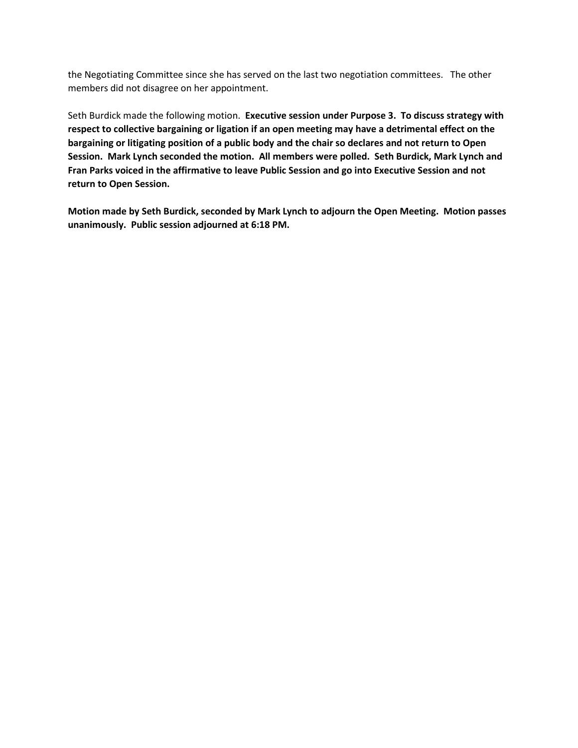the Negotiating Committee since she has served on the last two negotiation committees. The other members did not disagree on her appointment.

Seth Burdick made the following motion. **Executive session under Purpose 3. To discuss strategy with respect to collective bargaining or ligation if an open meeting may have a detrimental effect on the bargaining or litigating position of a public body and the chair so declares and not return to Open Session. Mark Lynch seconded the motion. All members were polled. Seth Burdick, Mark Lynch and Fran Parks voiced in the affirmative to leave Public Session and go into Executive Session and not return to Open Session.**

**Motion made by Seth Burdick, seconded by Mark Lynch to adjourn the Open Meeting. Motion passes unanimously. Public session adjourned at 6:18 PM.**